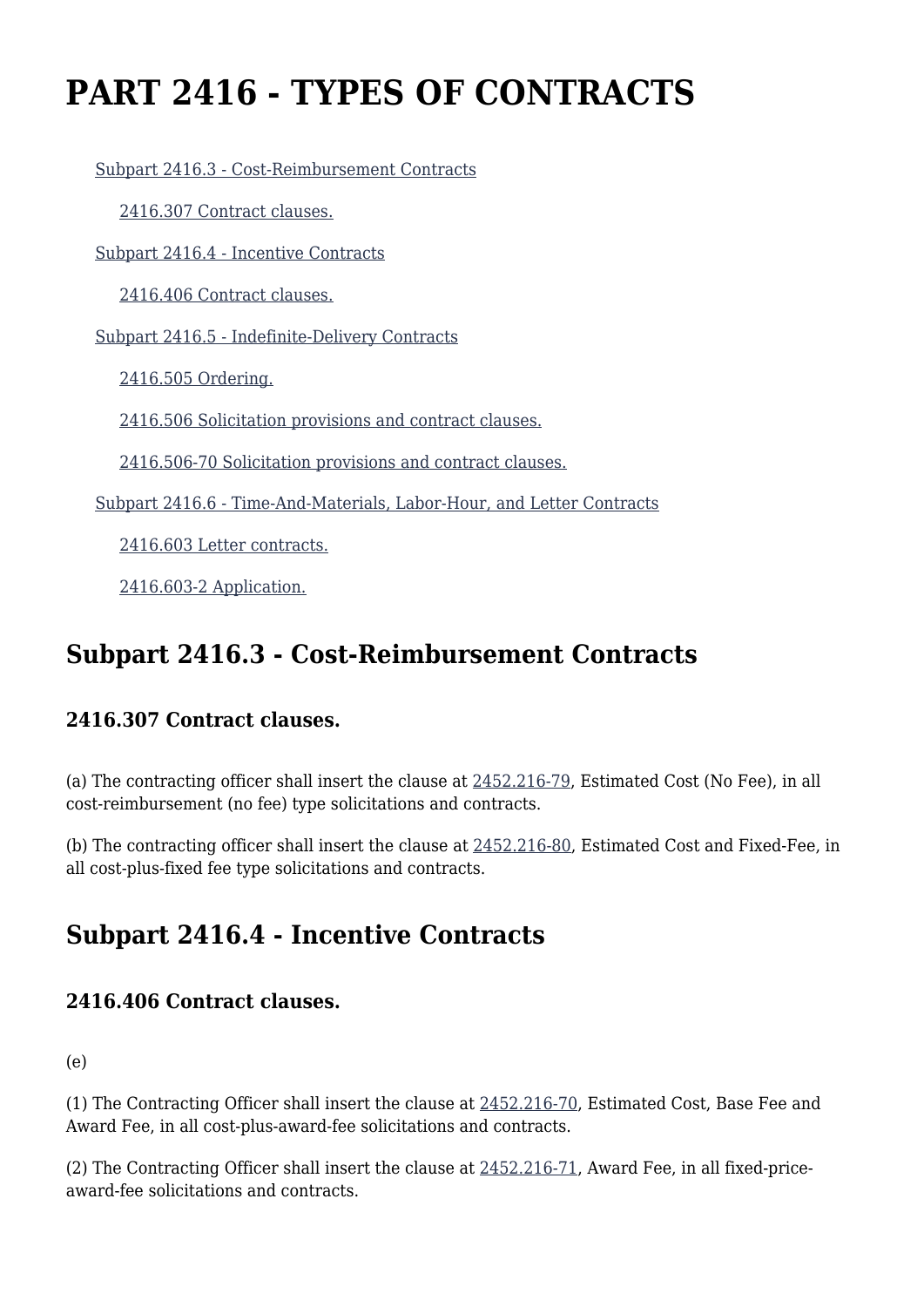# PART 2416 - TYPES OF CONTRACTS

Subpart 2416.3 - Cost-Reimbursement Contracts

2416.307 Contract clauses.

Subpart 2416.4 - Incentive Contracts

2416.406 Contract clauses.

Subpart 2416.5 - Indefinite-Delivery Contracts

2416.505 Ordering.

2416.506 Solicitation provisions and contract clauses.

2416.506-70 Solicitation provisions and contract clauses.

Subpart 2416.6 - Time-And-Materials, Labor-Hour, and Letter Contracts

2416.603 Letter contracts.

2416.603-2 Application.

## Subpart 2416.3 - Cost-Reimbursement Contracts

### 2416.307 Contract clauses.

(a) The contracting officer shall insert the clause at 2452.216-79, Estimated Cost (No Fee), in all cost-reimbursement (no fee) type solicitations and contracts.

(b) The contracting officer shall insert the clause at 2452.216-80, Estimated Cost and Fixed-Fee, in all cost-plus-fixed fee type solicitations and contracts.

## Subpart 2416.4 - Incentive Contracts

### 2416.406 Contract clauses.

(e)

(1) The Contracting Officer shall insert the clause at 2452.216-70, Estimated Cost, Base Fee and Award Fee, in all cost-plus-award-fee solicitations and contracts.

(2) The Contracting Officer shall insert the clause at 2452.216-71, Award Fee, in all fixed-price-award-fee solicitations and contracts.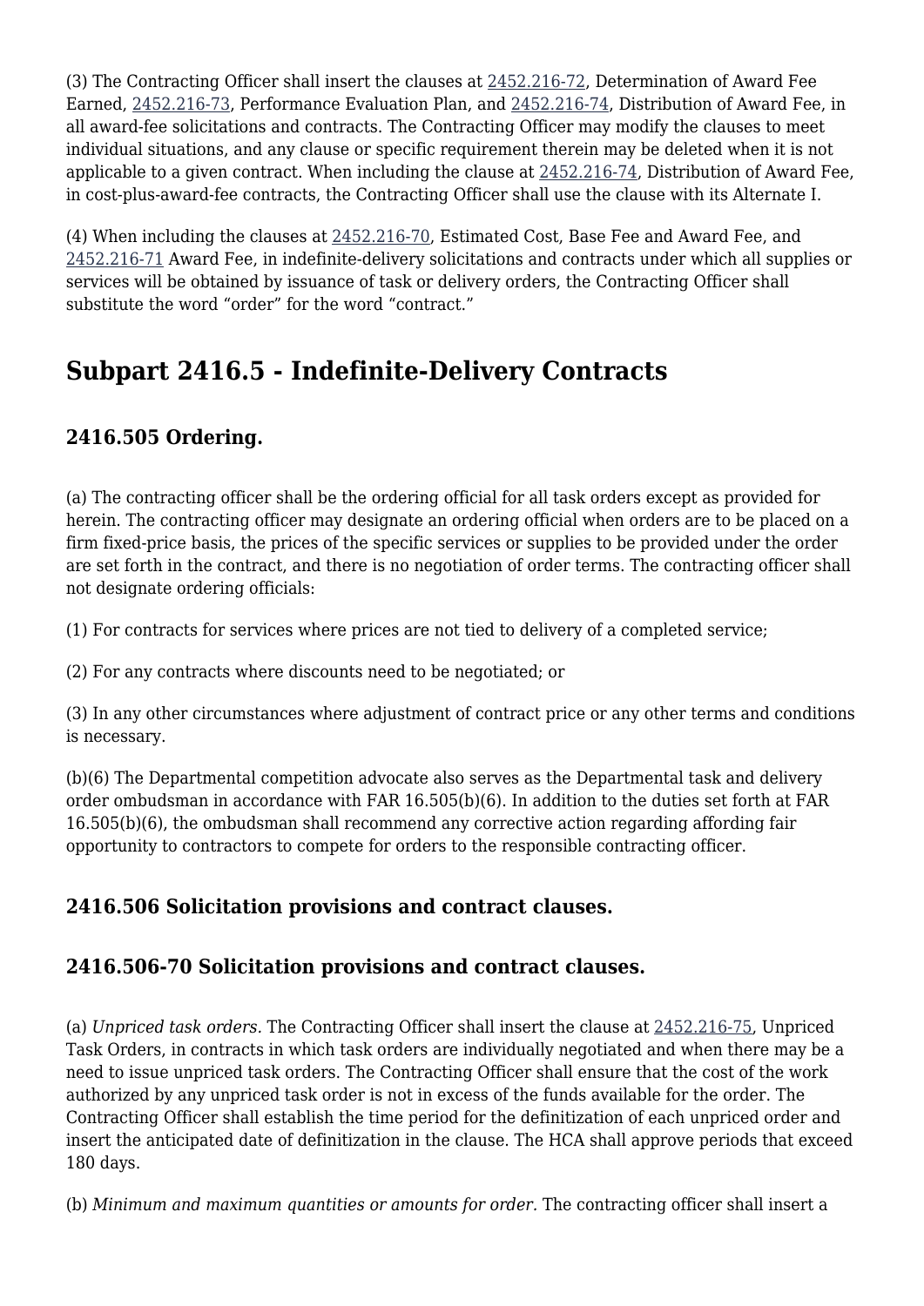(3) The Contracting Officer shall insert the clauses at 2452.216-72, Determination of Award Fee Earned, 2452.216-73, Performance Evaluation Plan, and 2452.216-74, Distribution of Award Fee, in all award-fee solicitations and contracts. The Contracting Officer may modify the clauses to meet individual situations, and any clause or specific requirement therein may be deleted when it is not applicable to a given contract. When including the clause at 2452.216-74, Distribution of Award Fee, in cost-plus-award-fee contracts, the Contracting Officer shall use the clause with its Alternate I.

(4) When including the clauses at 2452.216-70, Estimated Cost, Base Fee and Award Fee, and 2452.216-71 Award Fee, in indefinite-delivery solicitations and contracts under which all supplies or services will be obtained by issuance of task or delivery orders, the Contracting Officer shall substitute the word “order” for the word “contract.”

## Subpart 2416.5 - Indefinite-Delivery Contracts

### 2416.505 Ordering.

(a) The contracting officer shall be the ordering official for all task orders except as provided for herein. The contracting officer may designate an ordering official when orders are to be placed on a firm fixed-price basis, the prices of the specific services or supplies to be provided under the order are set forth in the contract, and there is no negotiation of order terms. The contracting officer shall not designate ordering officials:

(1) For contracts for services where prices are not tied to delivery of a completed service;

(2) For any contracts where discounts need to be negotiated; or

(3) In any other circumstances where adjustment of contract price or any other terms and conditions is necessary.

(b)(6) The Departmental competition advocate also serves as the Departmental task and delivery order ombudsman in accordance with FAR 16.505(b)(6). In addition to the duties set forth at FAR 16.505(b)(6), the ombudsman shall recommend any corrective action regarding affording fair opportunity to contractors to compete for orders to the responsible contracting officer.

### 2416.506 Solicitation provisions and contract clauses.

### 2416.506-70 Solicitation provisions and contract clauses.

(a) *Unpriced task orders.* The Contracting Officer shall insert the clause at 2452.216-75, Unpriced Task Orders, in contracts in which task orders are individually negotiated and when there may be a need to issue unpriced task orders. The Contracting Officer shall ensure that the cost of the work authorized by any unpriced task order is not in excess of the funds available for the order. The Contracting Officer shall establish the time period for the definitization of each unpriced order and insert the anticipated date of definitization in the clause. The HCA shall approve periods that exceed 180 days.

(b) *Minimum and maximum quantities or amounts for order.* The contracting officer shall insert a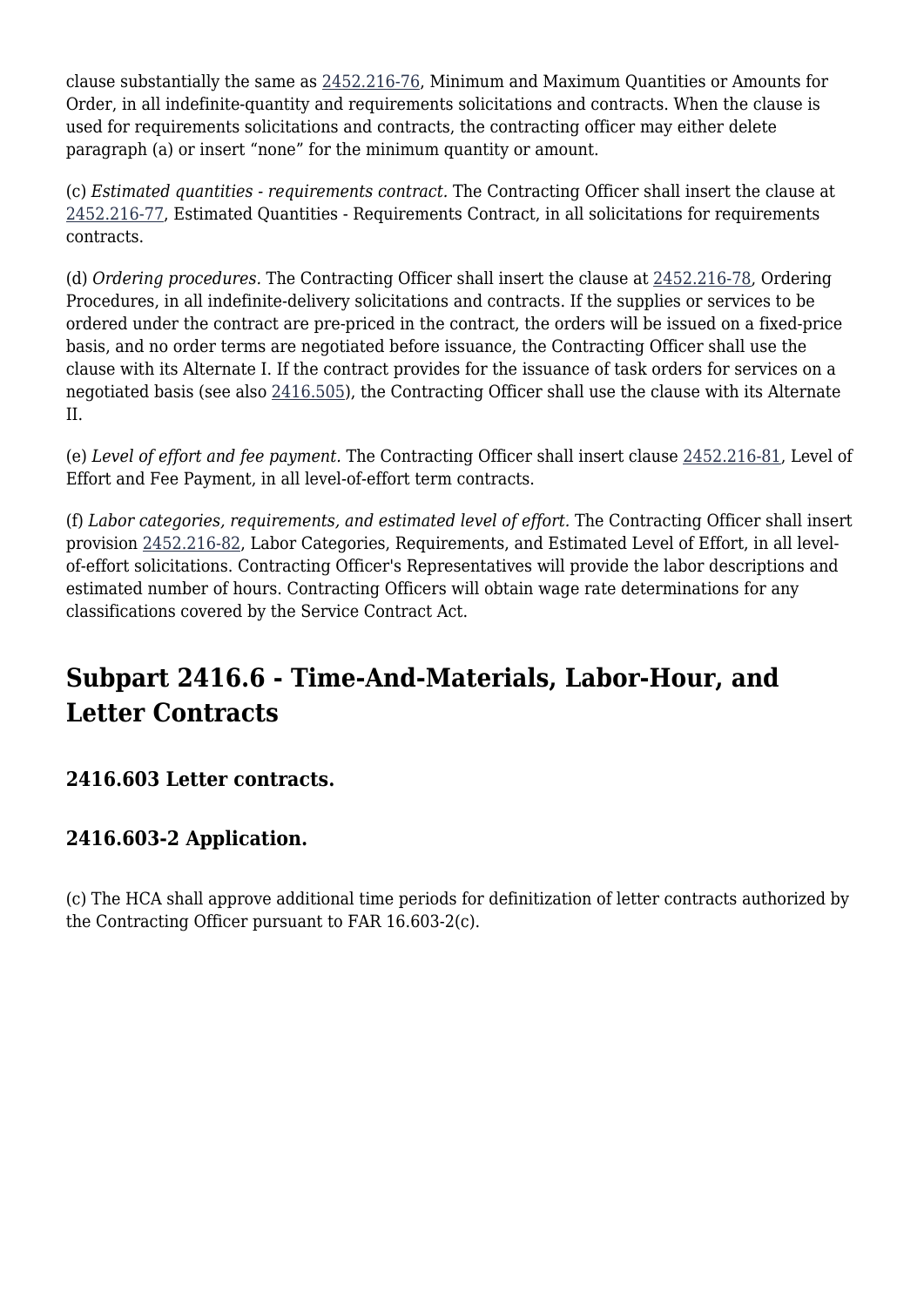clause substantially the same as 2452.216-76, Minimum and Maximum Quantities or Amounts for Order, in all indefinite-quantity and requirements solicitations and contracts. When the clause is used for requirements solicitations and contracts, the contracting officer may either delete paragraph (a) or insert “none” for the minimum quantity or amount.

(c) *Estimated quantities - requirements contract.* The Contracting Officer shall insert the clause at 2452.216-77, Estimated Quantities - Requirements Contract, in all solicitations for requirements contracts.

(d) *Ordering procedures.* The Contracting Officer shall insert the clause at 2452.216-78, Ordering Procedures, in all indefinite-delivery solicitations and contracts. If the supplies or services to be ordered under the contract are pre-priced in the contract, the orders will be issued on a fixed-price basis, and no order terms are negotiated before issuance, the Contracting Officer shall use the clause with its Alternate I. If the contract provides for the issuance of task orders for services on a negotiated basis (see also 2416.505), the Contracting Officer shall use the clause with its Alternate II.

(e) *Level of effort and fee payment.* The Contracting Officer shall insert clause 2452.216-81, Level of Effort and Fee Payment, in all level-of-effort term contracts.

(f) *Labor categories, requirements, and estimated level of effort.* The Contracting Officer shall insert provision 2452.216-82, Labor Categories, Requirements, and Estimated Level of Effort, in all level-of-effort solicitations. Contracting Officer's Representatives will provide the labor descriptions and estimated number of hours. Contracting Officers will obtain wage rate determinations for any classifications covered by the Service Contract Act.

## Subpart 2416.6 - Time-And-Materials, Labor-Hour, and Letter Contracts

### 2416.603 Letter contracts.

### 2416.603-2 Application.

(c) The HCA shall approve additional time periods for definitization of letter contracts authorized by the Contracting Officer pursuant to FAR 16.603-2(c).